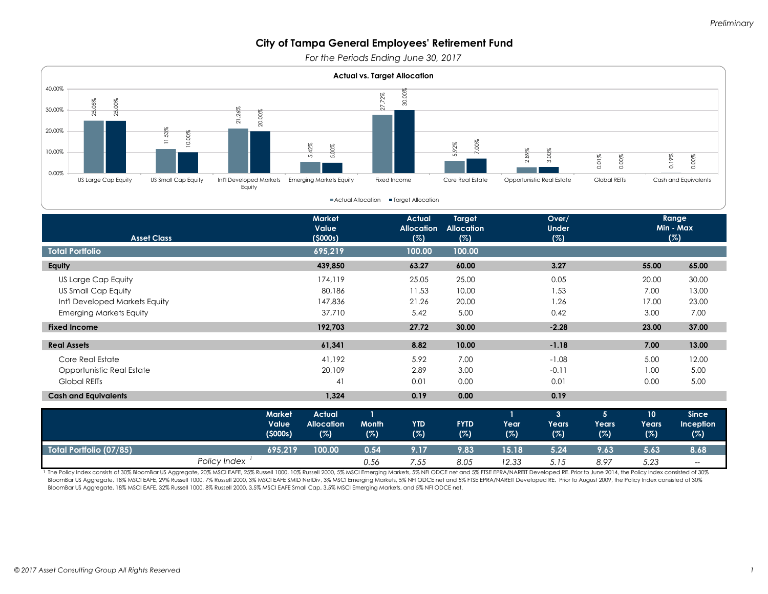Preliminary

# City of Tampa General Employees' Retirement Fund

*For the Periods Ending June 30, 2017*

**Actual vs. Target Allocation**

| Asset Class | Actual Allocation | Target Allocation |
|---|---|---|
| US Large Cap Equity | 25.05% | 25.00% |
| US Small Cap Equity | 11.53% | 10.00% |
| Int'l Developed Markets Equity | 21.26% | 20.00% |
| Emerging Markets Equity | 5.42% | 5.00% |
| Fixed Income | 27.72% | 30.00% |
| Core Real Estate | 5.92% | 7.00% |
| Opportunistic Real Estate | 2.89% | 3.00% |
| Global REITs | 0.01% | 0.00% |
| Cash and Equivalents | 0.19% | 0.00% |

| Asset Class | Market Value ($000s) | Actual Allocation (%) | Target Allocation (%) | Over/ Under (%) | Range Min (%) | Range Max (%) |
|---|---|---|---|---|---|---|
| **Total Portfolio** | **695,219** | **100.00** | **100.00** | | | |
| **Equity** | **439,850** | **63.27** | **60.00** | **3.27** | **55.00** | **65.00** |
| US Large Cap Equity | 174,119 | 25.05 | 25.00 | 0.05 | 20.00 | 30.00 |
| US Small Cap Equity | 80,186 | 11.53 | 10.00 | 1.53 | 7.00 | 13.00 |
| Int'l Developed Markets Equity | 147,836 | 21.26 | 20.00 | 1.26 | 17.00 | 23.00 |
| Emerging Markets Equity | 37,710 | 5.42 | 5.00 | 0.42 | 3.00 | 7.00 |
| **Fixed Income** | **192,703** | **27.72** | **30.00** | **-2.28** | **23.00** | **37.00** |
| **Real Assets** | **61,341** | **8.82** | **10.00** | **-1.18** | **7.00** | **13.00** |
| Core Real Estate | 41,192 | 5.92 | 7.00 | -1.08 | 5.00 | 12.00 |
| Opportunistic Real Estate | 20,109 | 2.89 | 3.00 | -0.11 | 1.00 | 5.00 |
| Global REITs | 41 | 0.01 | 0.00 | 0.01 | 0.00 | 5.00 |
| **Cash and Equivalents** | **1,324** | **0.19** | **0.00** | **0.19** | | |

| | Market Value ($000s) | Actual Allocation (%) | 1 Month (%) | YTD (%) | FYTD (%) | 1 Year (%) | 3 Years (%) | 5 Years (%) | 10 Years (%) | Since Inception (%) |
|---|---|---|---|---|---|---|---|---|---|---|
| **Total Portfolio (07/85)** | **695,219** | **100.00** | **0.54** | **9.17** | **9.83** | **15.18** | **5.24** | **9.63** | **5.63** | **8.68** |
| *Policy Index* [1] | | | *0.56* | *7.55* | *8.05* | *12.33* | *5.15* | *8.97* | *5.23* | *--* |

[1] The Policy Index consists of 30% BloomBar US Aggregate, 20% MSCI EAFE, 25% Russell 1000, 10% Russell 2000, 5% MSCI Emerging Markets, 5% NFI ODCE net and 5% FTSE EPRA/NAREIT Developed RE. Prior to June 2014, the Policy Index consisted of 30% BloomBar US Aggregate, 18% MSCI EAFE, 29% Russell 1000, 7% Russell 2000, 3% MSCI EAFE SMID NetDiv, 3% MSCI Emerging Markets, 5% NFI ODCE net and 5% FTSE EPRA/NAREIT Developed RE. Prior to August 2009, the Policy Index consisted of 30% BloomBar US Aggregate, 18% MSCI EAFE, 32% Russell 1000, 8% Russell 2000, 3.5% MSCI EAFE Small Cap, 3.5% MSCI Emerging Markets, and 5% NFI ODCE net.

© 2017 Asset Consulting Group All Rights Reserved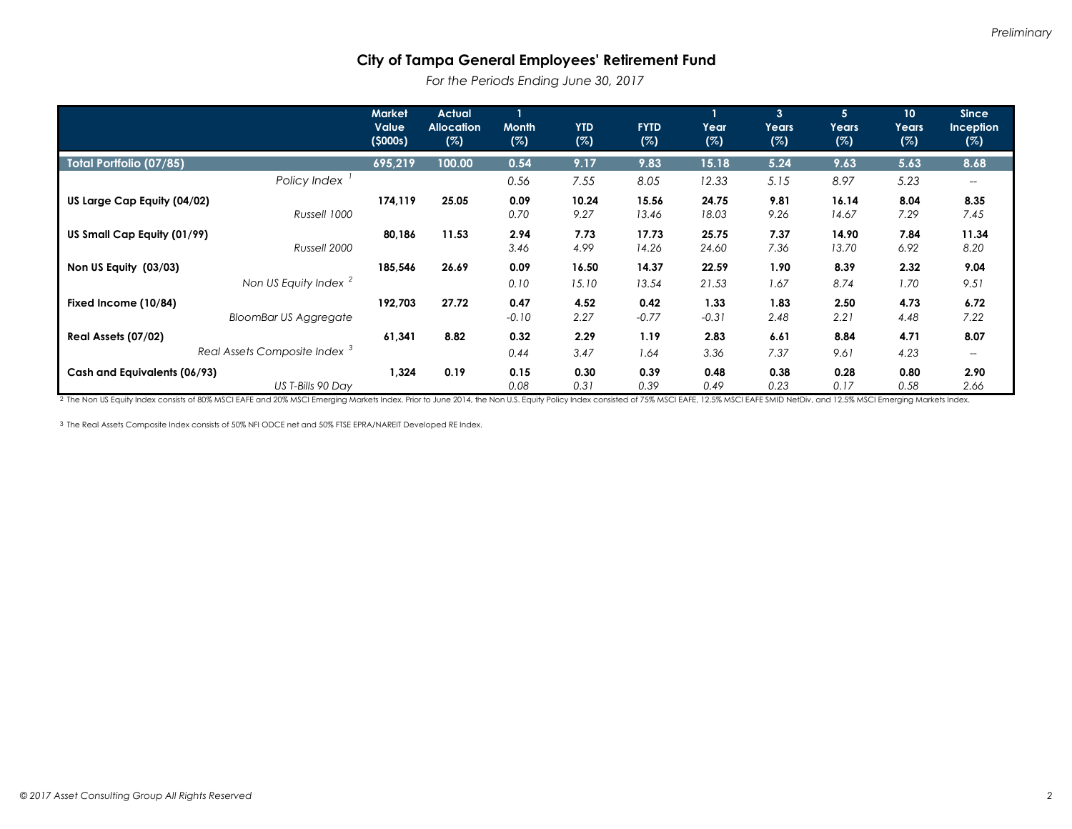Preliminary

# City of Tampa General Employees' Retirement Fund

*For the Periods Ending June 30, 2017*

| | Market Value ($000s) | Actual Allocation (%) | 1 Month (%) | YTD (%) | FYTD (%) | 1 Year (%) | 3 Years (%) | 5 Years (%) | 10 Years (%) | Since Inception (%) |
|---|---|---|---|---|---|---|---|---|---|---|
| **Total Portfolio (07/85)** | **695,219** | **100.00** | **0.54** | **9.17** | **9.83** | **15.18** | **5.24** | **9.63** | **5.63** | **8.68** |
| *Policy Index [1]* | | | *0.56* | *7.55* | *8.05* | *12.33* | *5.15* | *8.97* | *5.23* | *--* |
| **US Large Cap Equity (04/02)** | **174,119** | **25.05** | **0.09** | **10.24** | **15.56** | **24.75** | **9.81** | **16.14** | **8.04** | **8.35** |
| *Russell 1000* | | | *0.70* | *9.27* | *13.46* | *18.03* | *9.26* | *14.67* | *7.29* | *7.45* |
| **US Small Cap Equity (01/99)** | **80,186** | **11.53** | **2.94** | **7.73** | **17.73** | **25.75** | **7.37** | **14.90** | **7.84** | **11.34** |
| *Russell 2000* | | | *3.46* | *4.99* | *14.26* | *24.60* | *7.36* | *13.70* | *6.92* | *8.20* |
| **Non US Equity (03/03)** | **185,546** | **26.69** | **0.09** | **16.50** | **14.37** | **22.59** | **1.90** | **8.39** | **2.32** | **9.04** |
| *Non US Equity Index [2]* | | | *0.10* | *15.10* | *13.54* | *21.53* | *1.67* | *8.74* | *1.70* | *9.51* |
| **Fixed Income (10/84)** | **192,703** | **27.72** | **0.47** | **4.52** | **0.42** | **1.33** | **1.83** | **2.50** | **4.73** | **6.72** |
| *BloomBar US Aggregate* | | | *-0.10* | *2.27* | *-0.77* | *-0.31* | *2.48* | *2.21* | *4.48* | *7.22* |
| **Real Assets (07/02)** | **61,341** | **8.82** | **0.32** | **2.29** | **1.19** | **2.83** | **6.61** | **8.84** | **4.71** | **8.07** |
| *Real Assets Composite Index [3]* | | | *0.44* | *3.47* | *1.64* | *3.36* | *7.37* | *9.61* | *4.23* | *--* |
| **Cash and Equivalents (06/93)** | **1,324** | **0.19** | **0.15** | **0.30** | **0.39** | **0.48** | **0.38** | **0.28** | **0.80** | **2.90** |
| *US T-Bills 90 Day* | | | *0.08* | *0.31* | *0.39* | *0.49* | *0.23* | *0.17* | *0.58* | *2.66* |

[2] The Non US Equity Index consists of 80% MSCI EAFE and 20% MSCI Emerging Markets Index. Prior to June 2014, the Non U.S. Equity Policy Index consisted of 75% MSCI EAFE, 12.5% MSCI EAFE SMID NetDiv, and 12.5% MSCI Emerging Markets Index.

[3] The Real Assets Composite Index consists of 50% NFI ODCE net and 50% FTSE EPRA/NAREIT Developed RE Index.

© 2017 Asset Consulting Group All Rights Reserved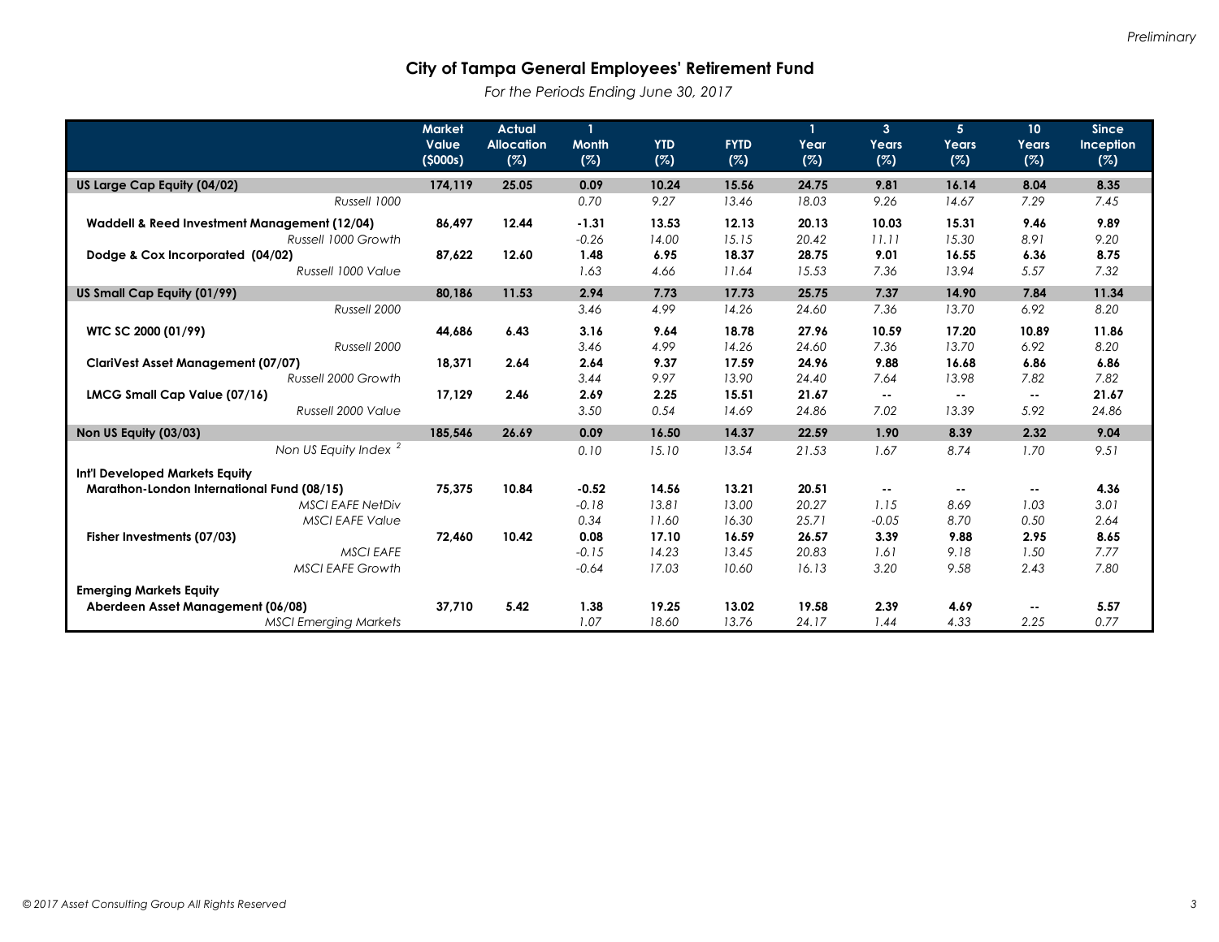*Preliminary*

## City of Tampa General Employees' Retirement Fund

*For the Periods Ending June 30, 2017*

| | Market Value ($000s) | Actual Allocation (%) | 1 Month (%) | YTD (%) | FYTD (%) | 1 Year (%) | 3 Years (%) | 5 Years (%) | 10 Years (%) | Since Inception (%) |
|---|---|---|---|---|---|---|---|---|---|---|
| **US Large Cap Equity (04/02)** | **174,119** | **25.05** | **0.09** | **10.24** | **15.56** | **24.75** | **9.81** | **16.14** | **8.04** | **8.35** |
| *Russell 1000* | | | *0.70* | *9.27* | *13.46* | *18.03* | *9.26* | *14.67* | *7.29* | *7.45* |
| **Waddell & Reed Investment Management (12/04)** | **86,497** | **12.44** | **-1.31** | **13.53** | **12.13** | **20.13** | **10.03** | **15.31** | **9.46** | **9.89** |
| *Russell 1000 Growth* | | | *-0.26* | *14.00* | *15.15* | *20.42* | *11.11* | *15.30* | *8.91* | *9.20* |
| **Dodge & Cox Incorporated (04/02)** | **87,622** | **12.60** | **1.48** | **6.95** | **18.37** | **28.75** | **9.01** | **16.55** | **6.36** | **8.75** |
| *Russell 1000 Value* | | | *1.63* | *4.66* | *11.64* | *15.53* | *7.36* | *13.94* | *5.57* | *7.32* |
| **US Small Cap Equity (01/99)** | **80,186** | **11.53** | **2.94** | **7.73** | **17.73** | **25.75** | **7.37** | **14.90** | **7.84** | **11.34** |
| *Russell 2000* | | | *3.46* | *4.99* | *14.26* | *24.60* | *7.36* | *13.70* | *6.92* | *8.20* |
| **WTC SC 2000 (01/99)** | **44,686** | **6.43** | **3.16** | **9.64** | **18.78** | **27.96** | **10.59** | **17.20** | **10.89** | **11.86** |
| *Russell 2000* | | | *3.46* | *4.99* | *14.26* | *24.60* | *7.36* | *13.70* | *6.92* | *8.20* |
| **ClariVest Asset Management (07/07)** | **18,371** | **2.64** | **2.64** | **9.37** | **17.59** | **24.96** | **9.88** | **16.68** | **6.86** | **6.86** |
| *Russell 2000 Growth* | | | *3.44* | *9.97* | *13.90* | *24.40* | *7.64* | *13.98* | *7.82* | *7.82* |
| **LMCG Small Cap Value (07/16)** | **17,129** | **2.46** | **2.69** | **2.25** | **15.51** | **21.67** | **--** | **--** | **--** | **21.67** |
| *Russell 2000 Value* | | | *3.50* | *0.54* | *14.69* | *24.86* | *7.02* | *13.39* | *5.92* | *24.86* |
| **Non US Equity (03/03)** | **185,546** | **26.69** | **0.09** | **16.50** | **14.37** | **22.59** | **1.90** | **8.39** | **2.32** | **9.04** |
| *Non US Equity Index [2]* | | | *0.10* | *15.10* | *13.54* | *21.53* | *1.67* | *8.74* | *1.70* | *9.51* |
| **Int'l Developed Markets Equity** | | | | | | | | | | |
| **Marathon-London International Fund (08/15)** | **75,375** | **10.84** | **-0.52** | **14.56** | **13.21** | **20.51** | **--** | **--** | **--** | **4.36** |
| *MSCI EAFE NetDiv* | | | *-0.18* | *13.81* | *13.00* | *20.27* | *1.15* | *8.69* | *1.03* | *3.01* |
| *MSCI EAFE Value* | | | *0.34* | *11.60* | *16.30* | *25.71* | *-0.05* | *8.70* | *0.50* | *2.64* |
| **Fisher Investments (07/03)** | **72,460** | **10.42** | **0.08** | **17.10** | **16.59** | **26.57** | **3.39** | **9.88** | **2.95** | **8.65** |
| *MSCI EAFE* | | | *-0.15* | *14.23* | *13.45* | *20.83* | *1.61* | *9.18* | *1.50* | *7.77* |
| *MSCI EAFE Growth* | | | *-0.64* | *17.03* | *10.60* | *16.13* | *3.20* | *9.58* | *2.43* | *7.80* |
| **Emerging Markets Equity** | | | | | | | | | | |
| **Aberdeen Asset Management (06/08)** | **37,710** | **5.42** | **1.38** | **19.25** | **13.02** | **19.58** | **2.39** | **4.69** | **--** | **5.57** |
| *MSCI Emerging Markets* | | | *1.07* | *18.60* | *13.76* | *24.17* | *1.44* | *4.33* | *2.25* | *0.77* |

*© 2017 Asset Consulting Group All Rights Reserved*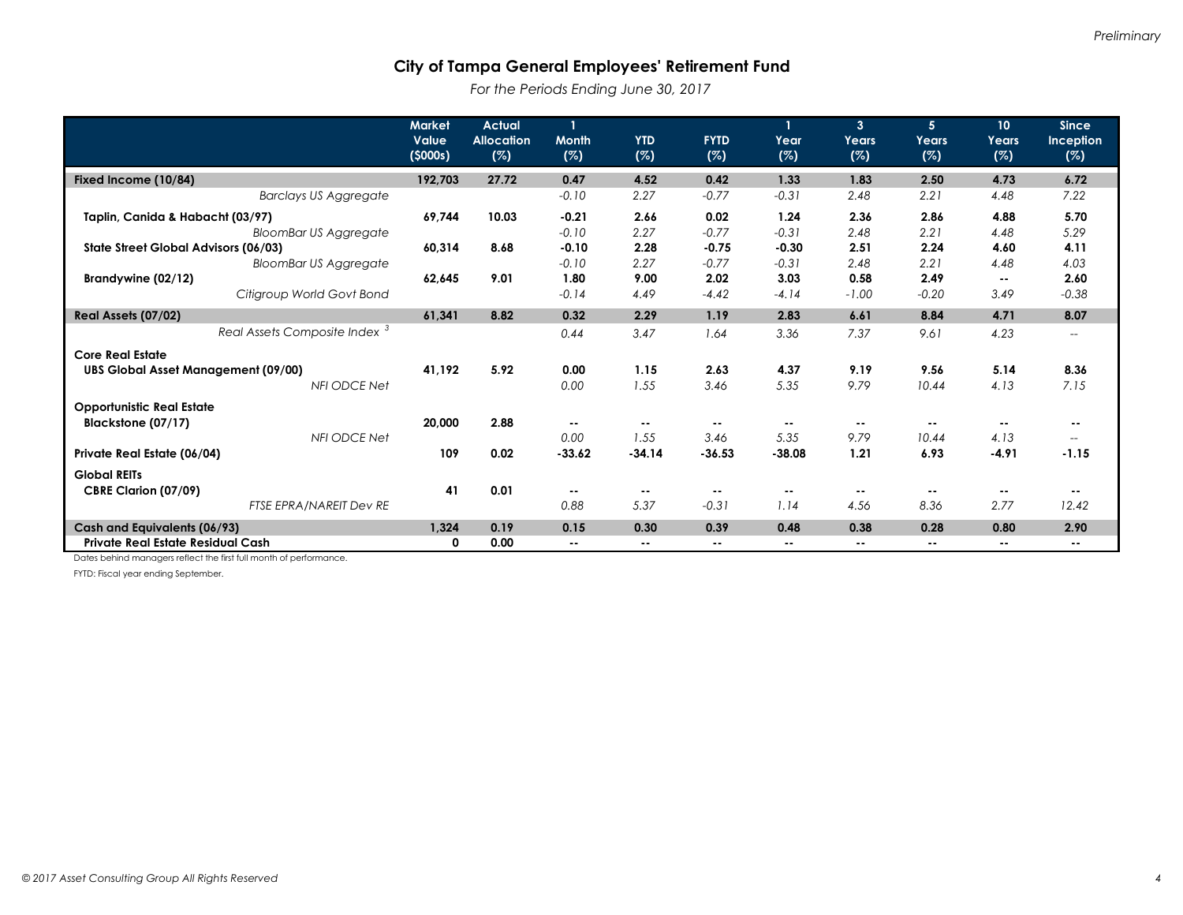Preliminary

# City of Tampa General Employees' Retirement Fund

*For the Periods Ending June 30, 2017*

| | Market Value ($000s) | Actual Allocation (%) | 1 Month (%) | YTD (%) | FYTD (%) | 1 Year (%) | 3 Years (%) | 5 Years (%) | 10 Years (%) | Since Inception (%) |
|---|---|---|---|---|---|---|---|---|---|---|
| **Fixed Income (10/84)** | **192,703** | **27.72** | **0.47** | **4.52** | **0.42** | **1.33** | **1.83** | **2.50** | **4.73** | **6.72** |
| *Barclays US Aggregate* | | | *-0.10* | *2.27* | *-0.77* | *-0.31* | *2.48* | *2.21* | *4.48* | *7.22* |
| **Taplin, Canida & Habacht (03/97)** | **69,744** | **10.03** | **-0.21** | **2.66** | **0.02** | **1.24** | **2.36** | **2.86** | **4.88** | **5.70** |
| *BloomBar US Aggregate* | | | *-0.10* | *2.27* | *-0.77* | *-0.31* | *2.48* | *2.21* | *4.48* | *5.29* |
| **State Street Global Advisors (06/03)** | **60,314** | **8.68** | **-0.10** | **2.28** | **-0.75** | **-0.30** | **2.51** | **2.24** | **4.60** | **4.11** |
| *BloomBar US Aggregate* | | | *-0.10* | *2.27* | *-0.77* | *-0.31* | *2.48* | *2.21* | *4.48* | *4.03* |
| **Brandywine (02/12)** | **62,645** | **9.01** | **1.80** | **9.00** | **2.02** | **3.03** | **0.58** | **2.49** | **--** | **2.60** |
| *Citigroup World Govt Bond* | | | *-0.14* | *4.49* | *-4.42* | *-4.14* | *-1.00* | *-0.20* | *3.49* | *-0.38* |
| **Real Assets (07/02)** | **61,341** | **8.82** | **0.32** | **2.29** | **1.19** | **2.83** | **6.61** | **8.84** | **4.71** | **8.07** |
| *Real Assets Composite Index [3]* | | | *0.44* | *3.47* | *1.64* | *3.36* | *7.37* | *9.61* | *4.23* | *--* |
| **Core Real Estate** | | | | | | | | | | |
| **UBS Global Asset Management (09/00)** | **41,192** | **5.92** | **0.00** | **1.15** | **2.63** | **4.37** | **9.19** | **9.56** | **5.14** | **8.36** |
| *NFI ODCE Net* | | | *0.00* | *1.55* | *3.46* | *5.35* | *9.79* | *10.44* | *4.13* | *7.15* |
| **Opportunistic Real Estate** | | | | | | | | | | |
| **Blackstone (07/17)** | **20,000** | **2.88** | **--** | **--** | **--** | **--** | **--** | **--** | **--** | **--** |
| *NFI ODCE Net* | | | *0.00* | *1.55* | *3.46* | *5.35* | *9.79* | *10.44* | *4.13* | *--* |
| **Private Real Estate (06/04)** | **109** | **0.02** | **-33.62** | **-34.14** | **-36.53** | **-38.08** | **1.21** | **6.93** | **-4.91** | **-1.15** |
| **Global REITs** | | | | | | | | | | |
| **CBRE Clarion (07/09)** | **41** | **0.01** | **--** | **--** | **--** | **--** | **--** | **--** | **--** | **--** |
| *FTSE EPRA/NAREIT Dev RE* | | | *0.88* | *5.37* | *-0.31* | *1.14* | *4.56* | *8.36* | *2.77* | *12.42* |
| **Cash and Equivalents (06/93)** | **1,324** | **0.19** | **0.15** | **0.30** | **0.39** | **0.48** | **0.38** | **0.28** | **0.80** | **2.90** |
| **Private Real Estate Residual Cash** | **0** | **0.00** | **--** | **--** | **--** | **--** | **--** | **--** | **--** | **--** |

Dates behind managers reflect the first full month of performance.

FYTD: Fiscal year ending September.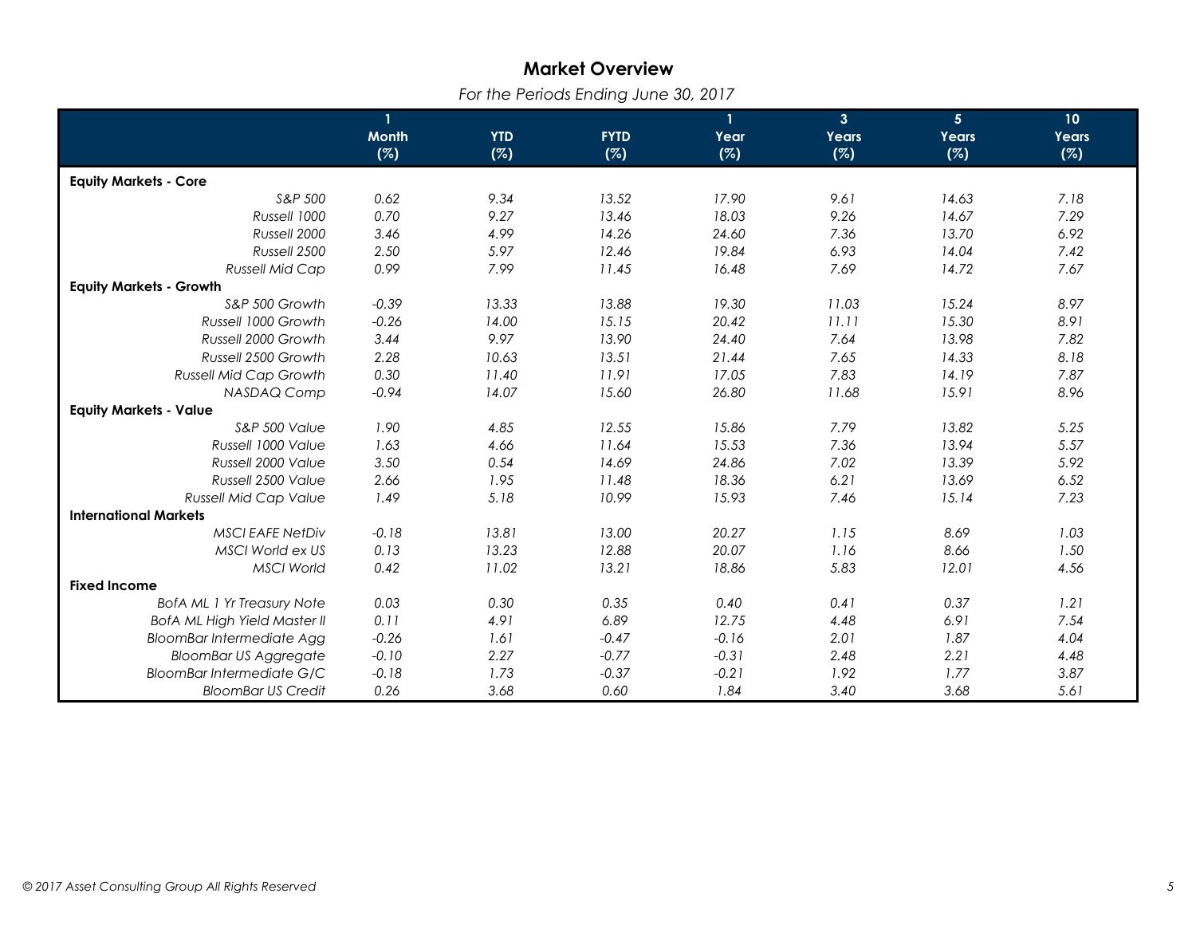# Market Overview

*For the Periods Ending June 30, 2017*

| | 1 Month (%) | YTD (%) | FYTD (%) | 1 Year (%) | 3 Years (%) | 5 Years (%) | 10 Years (%) |
|---|---|---|---|---|---|---|---|
| **Equity Markets - Core** | | | | | | | |
| *S&P 500* | *0.62* | *9.34* | *13.52* | *17.90* | *9.61* | *14.63* | *7.18* |
| *Russell 1000* | *0.70* | *9.27* | *13.46* | *18.03* | *9.26* | *14.67* | *7.29* |
| *Russell 2000* | *3.46* | *4.99* | *14.26* | *24.60* | *7.36* | *13.70* | *6.92* |
| *Russell 2500* | *2.50* | *5.97* | *12.46* | *19.84* | *6.93* | *14.04* | *7.42* |
| *Russell Mid Cap* | *0.99* | *7.99* | *11.45* | *16.48* | *7.69* | *14.72* | *7.67* |
| **Equity Markets - Growth** | | | | | | | |
| *S&P 500 Growth* | *-0.39* | *13.33* | *13.88* | *19.30* | *11.03* | *15.24* | *8.97* |
| *Russell 1000 Growth* | *-0.26* | *14.00* | *15.15* | *20.42* | *11.11* | *15.30* | *8.91* |
| *Russell 2000 Growth* | *3.44* | *9.97* | *13.90* | *24.40* | *7.64* | *13.98* | *7.82* |
| *Russell 2500 Growth* | *2.28* | *10.63* | *13.51* | *21.44* | *7.65* | *14.33* | *8.18* |
| *Russell Mid Cap Growth* | *0.30* | *11.40* | *11.91* | *17.05* | *7.83* | *14.19* | *7.87* |
| *NASDAQ Comp* | *-0.94* | *14.07* | *15.60* | *26.80* | *11.68* | *15.91* | *8.96* |
| **Equity Markets - Value** | | | | | | | |
| *S&P 500 Value* | *1.90* | *4.85* | *12.55* | *15.86* | *7.79* | *13.82* | *5.25* |
| *Russell 1000 Value* | *1.63* | *4.66* | *11.64* | *15.53* | *7.36* | *13.94* | *5.57* |
| *Russell 2000 Value* | *3.50* | *0.54* | *14.69* | *24.86* | *7.02* | *13.39* | *5.92* |
| *Russell 2500 Value* | *2.66* | *1.95* | *11.48* | *18.36* | *6.21* | *13.69* | *6.52* |
| *Russell Mid Cap Value* | *1.49* | *5.18* | *10.99* | *15.93* | *7.46* | *15.14* | *7.23* |
| **International Markets** | | | | | | | |
| *MSCI EAFE NetDiv* | *-0.18* | *13.81* | *13.00* | *20.27* | *1.15* | *8.69* | *1.03* |
| *MSCI World ex US* | *0.13* | *13.23* | *12.88* | *20.07* | *1.16* | *8.66* | *1.50* |
| *MSCI World* | *0.42* | *11.02* | *13.21* | *18.86* | *5.83* | *12.01* | *4.56* |
| **Fixed Income** | | | | | | | |
| *BofA ML 1 Yr Treasury Note* | *0.03* | *0.30* | *0.35* | *0.40* | *0.41* | *0.37* | *1.21* |
| *BofA ML High Yield Master II* | *0.11* | *4.91* | *6.89* | *12.75* | *4.48* | *6.91* | *7.54* |
| *BloomBar Intermediate Agg* | *-0.26* | *1.61* | *-0.47* | *-0.16* | *2.01* | *1.87* | *4.04* |
| *BloomBar US Aggregate* | *-0.10* | *2.27* | *-0.77* | *-0.31* | *2.48* | *2.21* | *4.48* |
| *BloomBar Intermediate G/C* | *-0.18* | *1.73* | *-0.37* | *-0.21* | *1.92* | *1.77* | *3.87* |
| *BloomBar US Credit* | *0.26* | *3.68* | *0.60* | *1.84* | *3.40* | *3.68* | *5.61* |

*© 2017 Asset Consulting Group All Rights Reserved*